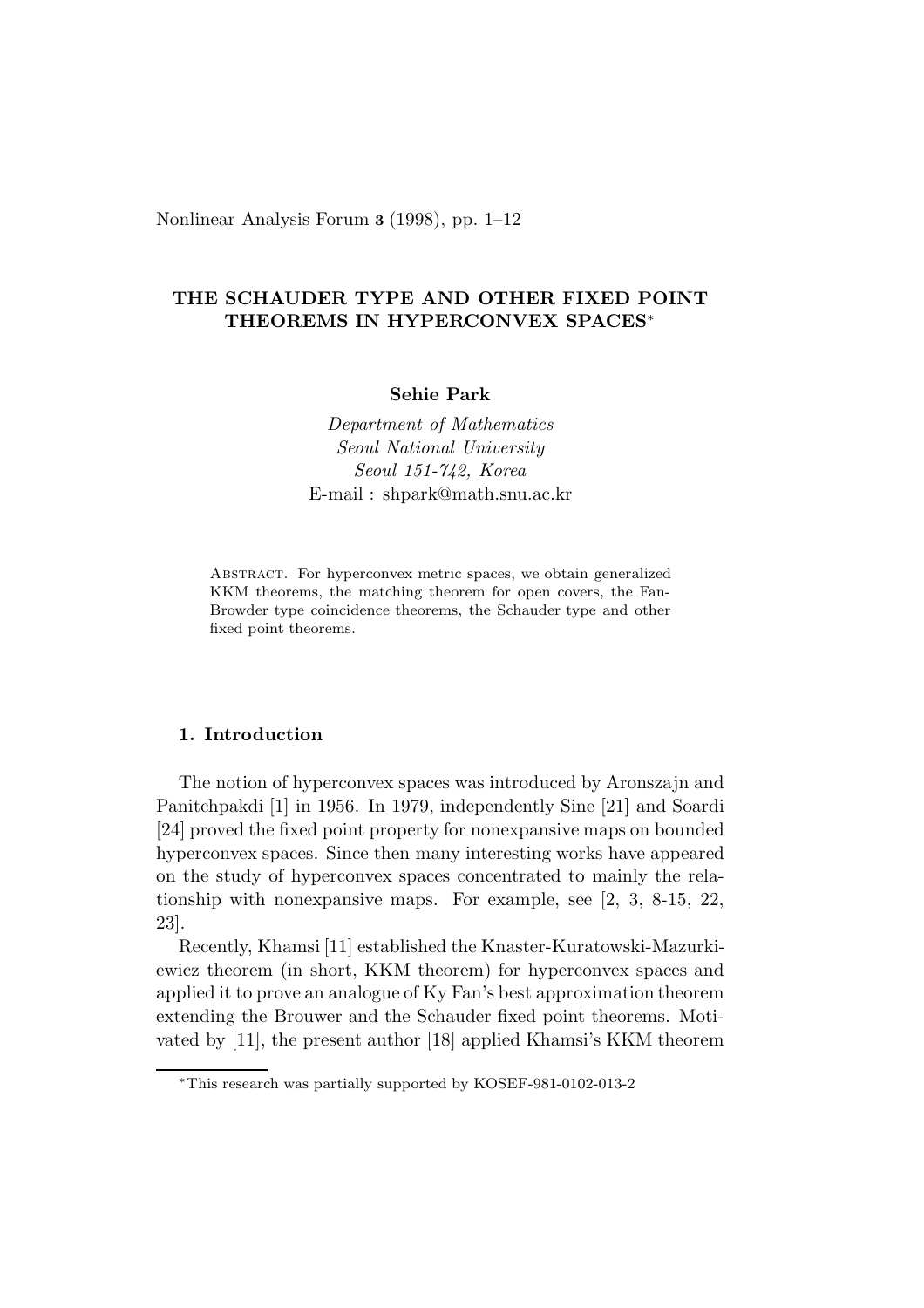# THE SCHAUDER TYPE AND OTHER FIXED POINT THEOREMS IN HYPERCONVEX SPACES*

**Sehie Park**

*Department of Mathematics*
*Seoul National University*
*Seoul 151-742, Korea*
E-mail : shpark@math.snu.ac.kr

Abstract. For hyperconvex metric spaces, we obtain generalized KKM theorems, the matching theorem for open covers, the Fan-Browder type coincidence theorems, the Schauder type and other fixed point theorems.

## 1. Introduction

The notion of hyperconvex spaces was introduced by Aronszajn and Panitchpakdi [1] in 1956. In 1979, independently Sine [21] and Soardi [24] proved the fixed point property for nonexpansive maps on bounded hyperconvex spaces. Since then many interesting works have appeared on the study of hyperconvex spaces concentrated to mainly the relationship with nonexpansive maps. For example, see [2, 3, 8-15, 22, 23].

Recently, Khamsi [11] established the Knaster-Kuratowski-Mazurkiewicz theorem (in short, KKM theorem) for hyperconvex spaces and applied it to prove an analogue of Ky Fan's best approximation theorem extending the Brouwer and the Schauder fixed point theorems. Motivated by [11], the present author [18] applied Khamsi's KKM theorem

*This research was partially supported by KOSEF-981-0102-013-2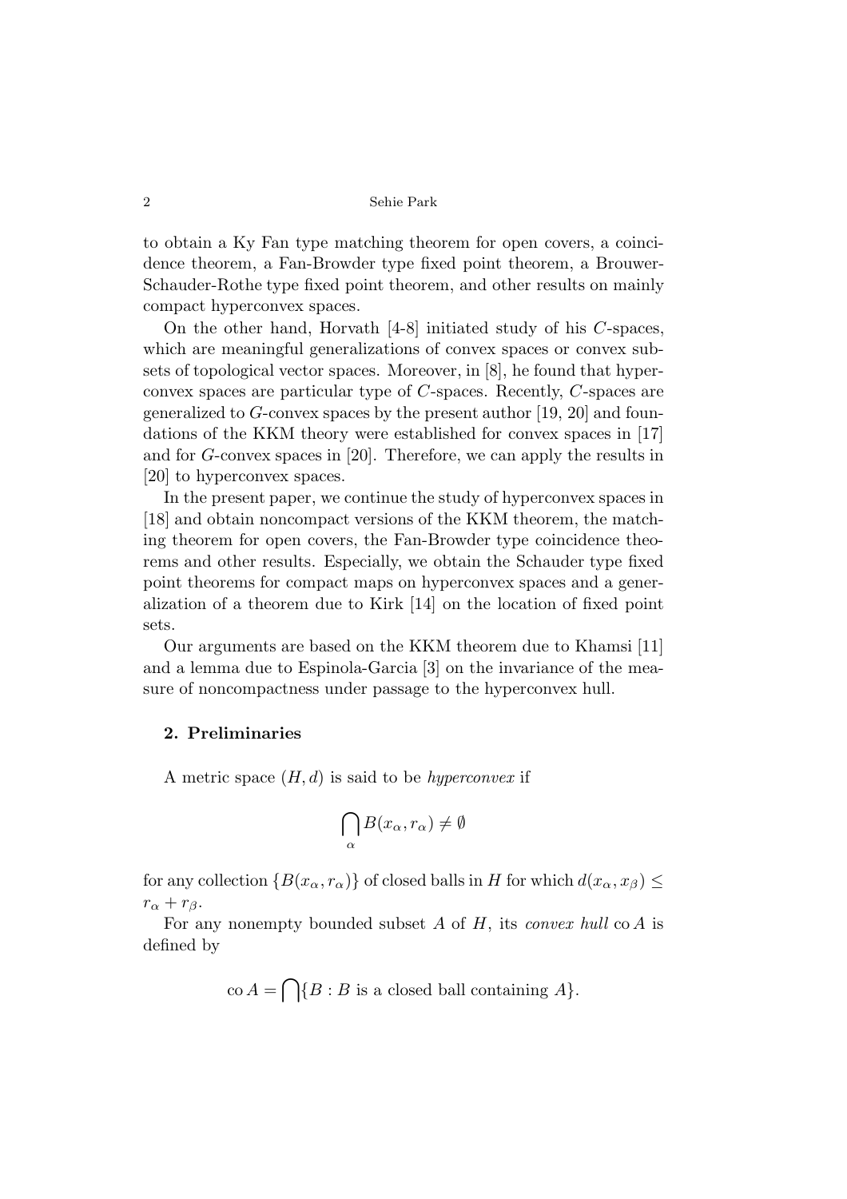to obtain a Ky Fan type matching theorem for open covers, a coincidence theorem, a Fan-Browder type fixed point theorem, a Brouwer-Schauder-Rothe type fixed point theorem, and other results on mainly compact hyperconvex spaces.

On the other hand, Horvath [4-8] initiated study of his $C$-spaces, which are meaningful generalizations of convex spaces or convex subsets of topological vector spaces. Moreover, in [8], he found that hyperconvex spaces are particular type of $C$-spaces. Recently, $C$-spaces are generalized to $G$-convex spaces by the present author [19, 20] and foundations of the KKM theory were established for convex spaces in [17] and for $G$-convex spaces in [20]. Therefore, we can apply the results in [20] to hyperconvex spaces.

In the present paper, we continue the study of hyperconvex spaces in [18] and obtain noncompact versions of the KKM theorem, the matching theorem for open covers, the Fan-Browder type coincidence theorems and other results. Especially, we obtain the Schauder type fixed point theorems for compact maps on hyperconvex spaces and a generalization of a theorem due to Kirk [14] on the location of fixed point sets.

Our arguments are based on the KKM theorem due to Khamsi [11] and a lemma due to Espinola-Garcia [3] on the invariance of the measure of noncompactness under passage to the hyperconvex hull.

## 2. Preliminaries

A metric space $(H, d)$ is said to be *hyperconvex* if

$$\bigcap_{\alpha} B(x_\alpha, r_\alpha) \neq \emptyset$$

for any collection $\{B(x_\alpha, r_\alpha)\}$ of closed balls in $H$ for which $d(x_\alpha, x_\beta) \leq r_\alpha + r_\beta$.

For any nonempty bounded subset $A$ of $H$, its *convex hull* $\operatorname{co} A$ is defined by

$$\operatorname{co} A = \bigcap\{B : B \text{ is a closed ball containing } A\}.$$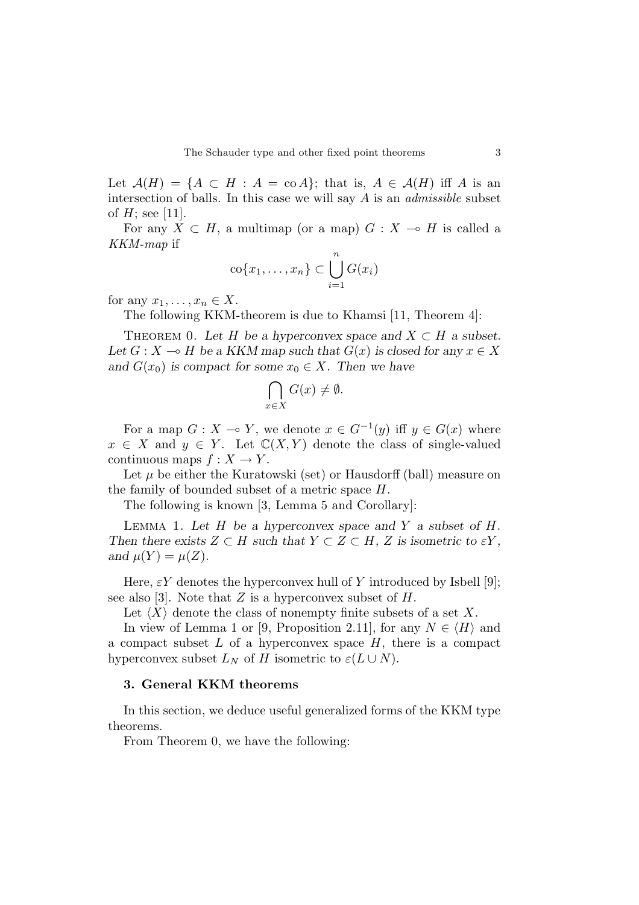Let $\mathcal{A}(H) = \{A \subset H : A = \operatorname{co} A\}$; that is, $A \in \mathcal{A}(H)$ iff $A$ is an intersection of balls. In this case we will say $A$ is an *admissible* subset of $H$; see [11].

For any $X \subset H$, a multimap (or a map) $G : X \multimap H$ is called a *KKM-map* if

$$\operatorname{co}\{x_1, \ldots, x_n\} \subset \bigcup_{i=1}^{n} G(x_i)$$

for any $x_1, \ldots, x_n \in X$.

The following KKM-theorem is due to Khamsi [11, Theorem 4]:

Theorem 0. *Let $H$ be a hyperconvex space and $X \subset H$ a subset. Let $G : X \multimap H$ be a KKM map such that $G(x)$ is closed for any $x \in X$ and $G(x_0)$ is compact for some $x_0 \in X$. Then we have*

$$\bigcap_{x \in X} G(x) \neq \emptyset.$$

For a map $G : X \multimap Y$, we denote $x \in G^{-1}(y)$ iff $y \in G(x)$ where $x \in X$ and $y \in Y$. Let $\mathbb{C}(X, Y)$ denote the class of single-valued continuous maps $f : X \to Y$.

Let $\mu$ be either the Kuratowski (set) or Hausdorff (ball) measure on the family of bounded subset of a metric space $H$.

The following is known [3, Lemma 5 and Corollary]:

Lemma 1. *Let $H$ be a hyperconvex space and $Y$ a subset of $H$. Then there exists $Z \subset H$ such that $Y \subset Z \subset H$, $Z$ is isometric to $\varepsilon Y$, and $\mu(Y) = \mu(Z)$.*

Here, $\varepsilon Y$ denotes the hyperconvex hull of $Y$ introduced by Isbell [9]; see also [3]. Note that $Z$ is a hyperconvex subset of $H$.

Let $\langle X \rangle$ denote the class of nonempty finite subsets of a set $X$.

In view of Lemma 1 or [9, Proposition 2.11], for any $N \in \langle H \rangle$ and a compact subset $L$ of a hyperconvex space $H$, there is a compact hyperconvex subset $L_N$ of $H$ isometric to $\varepsilon(L \cup N)$.

## 3. General KKM theorems

In this section, we deduce useful generalized forms of the KKM type theorems.

From Theorem 0, we have the following: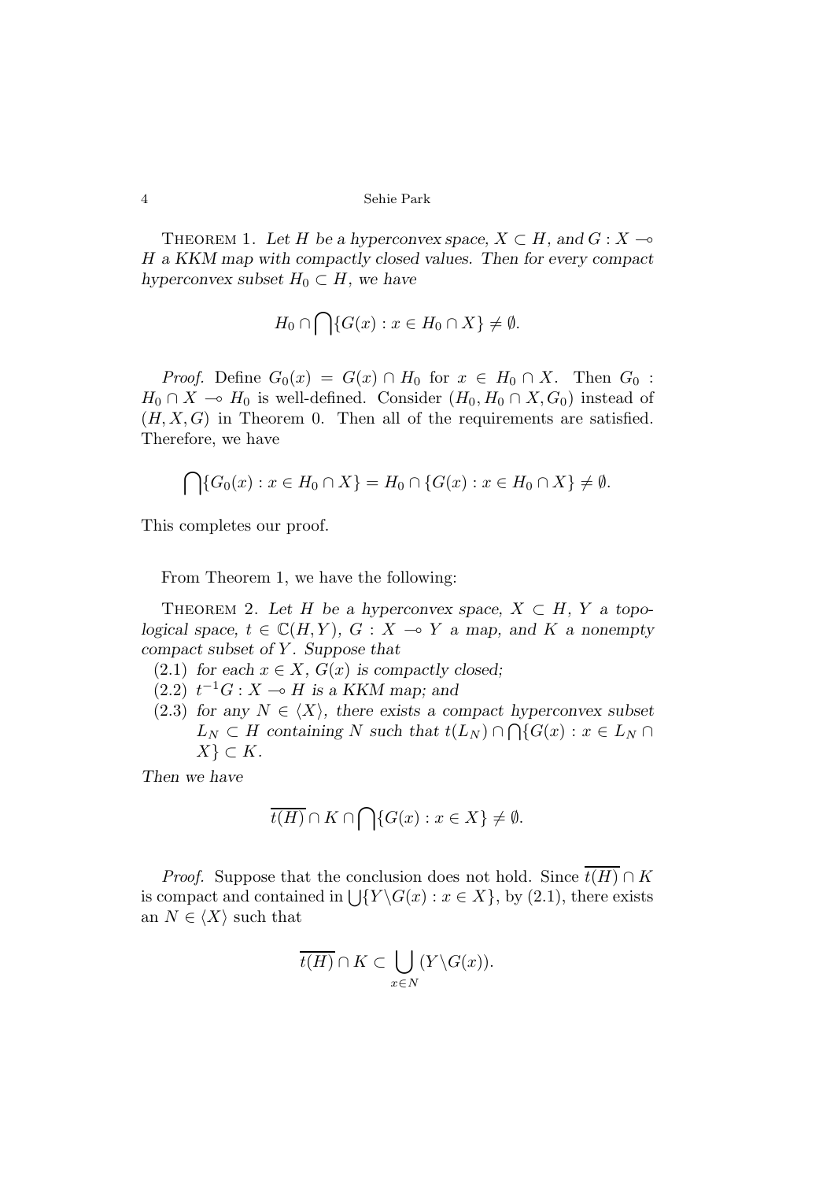THEOREM 1. *Let $H$ be a hyperconvex space, $X \subset H$, and $G : X \multimap H$ a KKM map with compactly closed values. Then for every compact hyperconvex subset $H_0 \subset H$, we have*

$$H_0 \cap \bigcap \{G(x) : x \in H_0 \cap X\} \neq \emptyset.$$

*Proof.* Define $G_0(x) = G(x) \cap H_0$ for $x \in H_0 \cap X$. Then $G_0 : H_0 \cap X \multimap H_0$ is well-defined. Consider $(H_0, H_0 \cap X, G_0)$ instead of $(H, X, G)$ in Theorem 0. Then all of the requirements are satisfied. Therefore, we have

$$\bigcap \{G_0(x) : x \in H_0 \cap X\} = H_0 \cap \{G(x) : x \in H_0 \cap X\} \neq \emptyset.$$

This completes our proof.

From Theorem 1, we have the following:

THEOREM 2. *Let $H$ be a hyperconvex space, $X \subset H$, $Y$ a topological space, $t \in \mathbb{C}(H, Y)$, $G : X \multimap Y$ a map, and $K$ a nonempty compact subset of $Y$. Suppose that*

(2.1) *for each $x \in X$, $G(x)$ is compactly closed;*
(2.2) *$t^{-1}G : X \multimap H$ is a KKM map; and*
(2.3) *for any $N \in \langle X \rangle$, there exists a compact hyperconvex subset $L_N \subset H$ containing $N$ such that $t(L_N) \cap \bigcap \{G(x) : x \in L_N \cap X\} \subset K$.*

*Then we have*

$$\overline{t(H)} \cap K \cap \bigcap \{G(x) : x \in X\} \neq \emptyset.$$

*Proof.* Suppose that the conclusion does not hold. Since $\overline{t(H)} \cap K$ is compact and contained in $\bigcup \{Y \backslash G(x) : x \in X\}$, by (2.1), there exists an $N \in \langle X \rangle$ such that

$$\overline{t(H)} \cap K \subset \bigcup_{x \in N} (Y \backslash G(x)).$$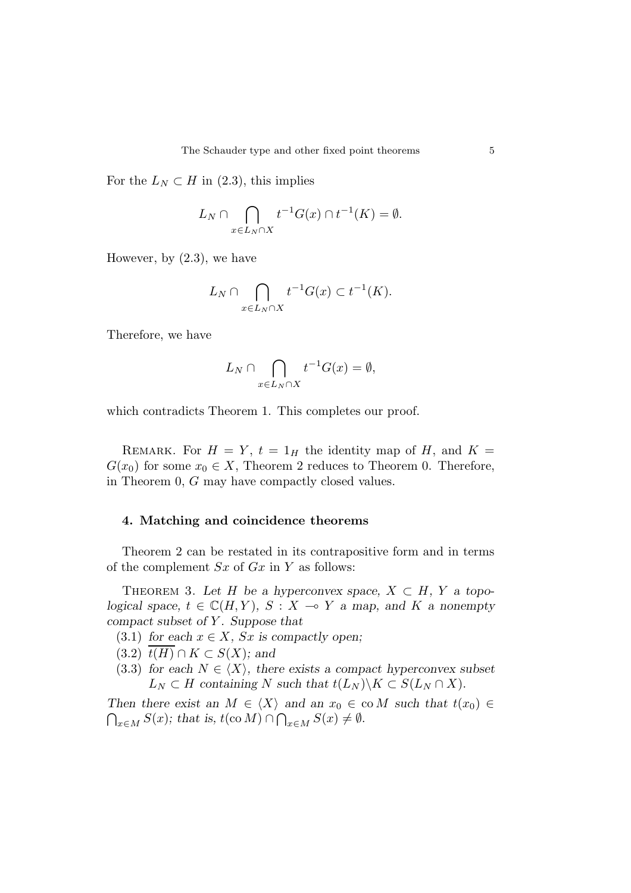For the $L_N \subset H$ in (2.3), this implies

$$L_N \cap \bigcap_{x \in L_N \cap X} t^{-1}G(x) \cap t^{-1}(K) = \emptyset.$$

However, by (2.3), we have

$$L_N \cap \bigcap_{x \in L_N \cap X} t^{-1}G(x) \subset t^{-1}(K).$$

Therefore, we have

$$L_N \cap \bigcap_{x \in L_N \cap X} t^{-1}G(x) = \emptyset,$$

which contradicts Theorem 1. This completes our proof.

REMARK. For $H = Y$, $t = 1_H$ the identity map of $H$, and $K = G(x_0)$ for some $x_0 \in X$, Theorem 2 reduces to Theorem 0. Therefore, in Theorem 0, $G$ may have compactly closed values.

#### 4. Matching and coincidence theorems

Theorem 2 can be restated in its contrapositive form and in terms of the complement $Sx$ of $Gx$ in $Y$ as follows:

THEOREM 3. *Let $H$ be a hyperconvex space, $X \subset H$, $Y$ a topological space, $t \in \mathbb{C}(H, Y)$, $S : X \multimap Y$ a map, and $K$ a nonempty compact subset of $Y$. Suppose that*

(3.1) *for each $x \in X$, $Sx$ is compactly open;*

(3.2) *$\overline{t(H)} \cap K \subset S(X)$; and*

(3.3) *for each $N \in \langle X \rangle$, there exists a compact hyperconvex subset $L_N \subset H$ containing $N$ such that $t(L_N) \backslash K \subset S(L_N \cap X)$.*

*Then there exist an $M \in \langle X \rangle$ and an $x_0 \in \operatorname{co} M$ such that $t(x_0) \in \bigcap_{x \in M} S(x)$; that is, $t(\operatorname{co} M) \cap \bigcap_{x \in M} S(x) \neq \emptyset$.*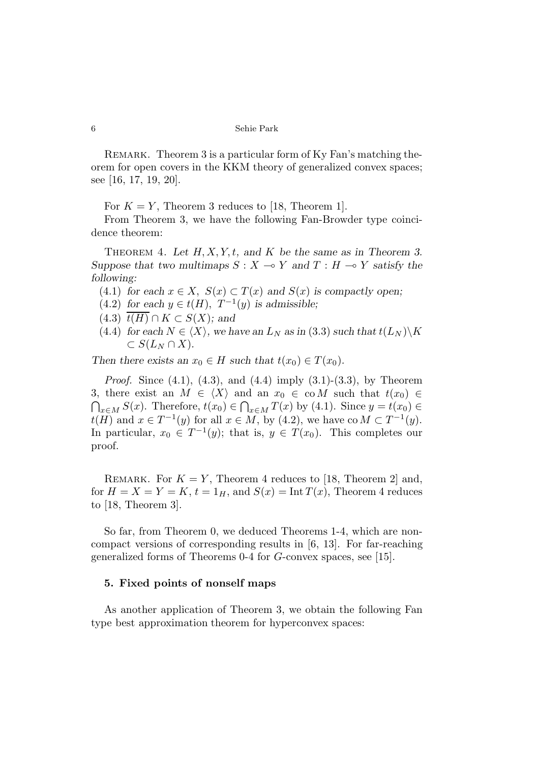Remark. Theorem 3 is a particular form of Ky Fan's matching theorem for open covers in the KKM theory of generalized convex spaces; see [16, 17, 19, 20].

For $K = Y$, Theorem 3 reduces to [18, Theorem 1].

From Theorem 3, we have the following Fan-Browder type coincidence theorem:

Theorem 4. *Let $H, X, Y, t$, and $K$ be the same as in Theorem 3. Suppose that two multimaps $S : X \multimap Y$ and $T : H \multimap Y$ satisfy the following:*

(4.1) *for each $x \in X$, $S(x) \subset T(x)$ and $S(x)$ is compactly open;*

(4.2) *for each $y \in t(H)$, $T^{-1}(y)$ is admissible;*

(4.3) $\overline{t(H)} \cap K \subset S(X)$*; and*

(4.4) *for each $N \in \langle X \rangle$, we have an $L_N$ as in (3.3) such that $t(L_N) \backslash K \subset S(L_N \cap X)$.*

*Then there exists an $x_0 \in H$ such that $t(x_0) \in T(x_0)$.*

*Proof.* Since (4.1), (4.3), and (4.4) imply (3.1)-(3.3), by Theorem 3, there exist an $M \in \langle X \rangle$ and an $x_0 \in \operatorname{co} M$ such that $t(x_0) \in \bigcap_{x \in M} S(x)$. Therefore, $t(x_0) \in \bigcap_{x \in M} T(x)$ by (4.1). Since $y = t(x_0) \in t(H)$ and $x \in T^{-1}(y)$ for all $x \in M$, by (4.2), we have $\operatorname{co} M \subset T^{-1}(y)$. In particular, $x_0 \in T^{-1}(y)$; that is, $y \in T(x_0)$. This completes our proof.

Remark. For $K = Y$, Theorem 4 reduces to [18, Theorem 2] and, for $H = X = Y = K$, $t = 1_H$, and $S(x) = \operatorname{Int} T(x)$, Theorem 4 reduces to [18, Theorem 3].

So far, from Theorem 0, we deduced Theorems 1-4, which are noncompact versions of corresponding results in [6, 13]. For far-reaching generalized forms of Theorems 0-4 for $G$-convex spaces, see [15].

## 5. Fixed points of nonself maps

As another application of Theorem 3, we obtain the following Fan type best approximation theorem for hyperconvex spaces: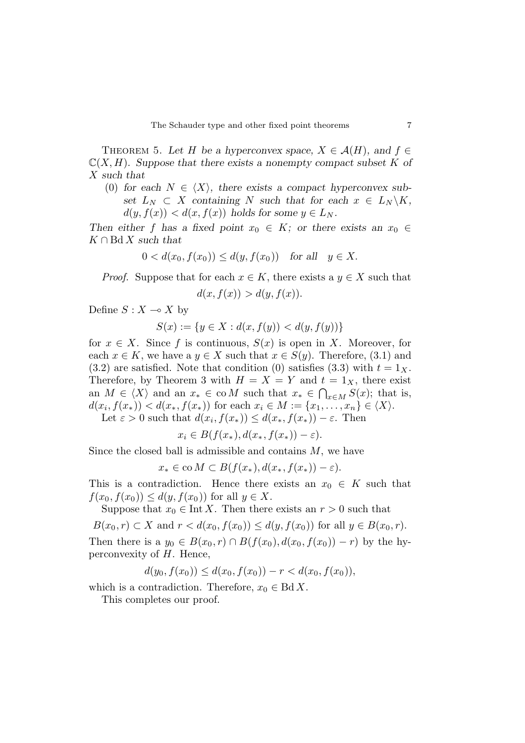THEOREM 5. *Let $H$ be a hyperconvex space, $X \in \mathcal{A}(H)$, and $f \in \mathbb{C}(X, H)$. Suppose that there exists a nonempty compact subset $K$ of $X$ such that*

(0) *for each $N \in \langle X \rangle$, there exists a compact hyperconvex subset $L_N \subset X$ containing $N$ such that for each $x \in L_N \backslash K$, $d(y, f(x)) < d(x, f(x))$ holds for some $y \in L_N$.*

*Then either $f$ has a fixed point $x_0 \in K$; or there exists an $x_0 \in K \cap \operatorname{Bd} X$ such that*

$$0 < d(x_0, f(x_0)) \leq d(y, f(x_0)) \quad \textit{for all} \quad y \in X.$$

*Proof.* Suppose that for each $x \in K$, there exists a $y \in X$ such that

$$d(x, f(x)) > d(y, f(x)).$$

Define $S : X \multimap X$ by

$$S(x) := \{y \in X : d(x, f(y)) < d(y, f(y))\}$$

for $x \in X$. Since $f$ is continuous, $S(x)$ is open in $X$. Moreover, for each $x \in K$, we have a $y \in X$ such that $x \in S(y)$. Therefore, (3.1) and (3.2) are satisfied. Note that condition (0) satisfies (3.3) with $t = 1_X$. Therefore, by Theorem 3 with $H = X = Y$ and $t = 1_X$, there exist an $M \in \langle X \rangle$ and an $x_* \in \operatorname{co} M$ such that $x_* \in \bigcap_{x \in M} S(x)$; that is, $d(x_i, f(x_*)) < d(x_*, f(x_*))$ for each $x_i \in M := \{x_1, \ldots, x_n\} \in \langle X \rangle$.

Let $\varepsilon > 0$ such that $d(x_i, f(x_*)) \leq d(x_*, f(x_*)) - \varepsilon$. Then

$$x_i \in B(f(x_*), d(x_*, f(x_*)) - \varepsilon).$$

Since the closed ball is admissible and contains $M$, we have

$$x_* \in \operatorname{co} M \subset B(f(x_*), d(x_*, f(x_*)) - \varepsilon).$$

This is a contradiction. Hence there exists an $x_0 \in K$ such that $f(x_0, f(x_0)) \leq d(y, f(x_0))$ for all $y \in X$.

Suppose that $x_0 \in \operatorname{Int} X$. Then there exists an $r > 0$ such that

$$B(x_0, r) \subset X \text{ and } r < d(x_0, f(x_0)) \leq d(y, f(x_0)) \text{ for all } y \in B(x_0, r).$$

Then there is a $y_0 \in B(x_0, r) \cap B(f(x_0), d(x_0, f(x_0)) - r)$ by the hyperconvexity of $H$. Hence,

$$d(y_0, f(x_0)) \leq d(x_0, f(x_0)) - r < d(x_0, f(x_0)),$$

which is a contradiction. Therefore, $x_0 \in \operatorname{Bd} X$.

This completes our proof.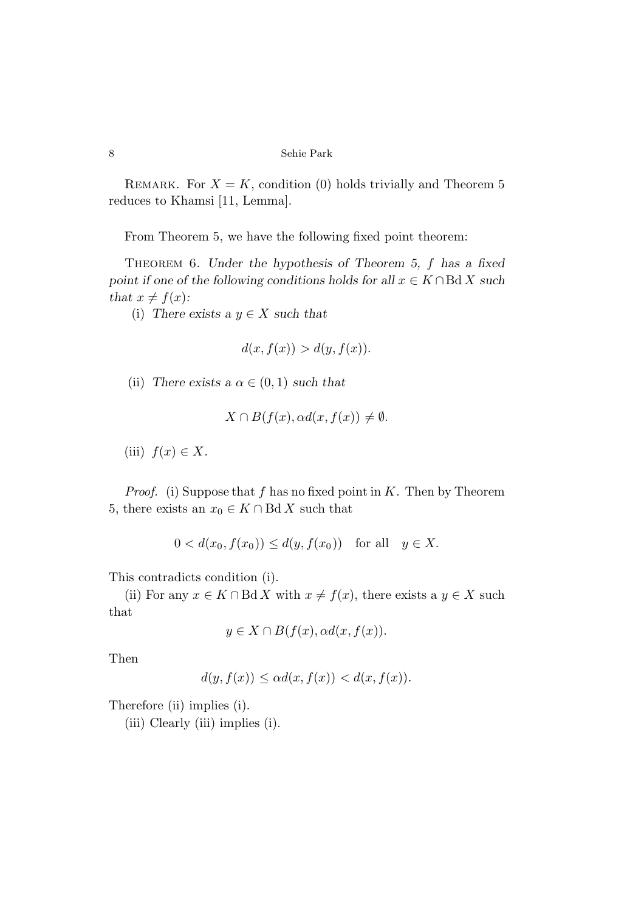REMARK. For $X = K$, condition (0) holds trivially and Theorem 5 reduces to Khamsi [11, Lemma].

From Theorem 5, we have the following fixed point theorem:

THEOREM 6. *Under the hypothesis of Theorem 5, $f$ has a fixed point if one of the following conditions holds for all $x \in K \cap \operatorname{Bd} X$ such that $x \neq f(x)$:*

(i) *There exists a $y \in X$ such that*

$$d(x, f(x)) > d(y, f(x)).$$

(ii) *There exists a $\alpha \in (0, 1)$ such that*

$$X \cap B(f(x), \alpha d(x, f(x)) \neq \emptyset.$$

(iii) $f(x) \in X$.

*Proof.* (i) Suppose that $f$ has no fixed point in $K$. Then by Theorem 5, there exists an $x_0 \in K \cap \operatorname{Bd} X$ such that

$$0 < d(x_0, f(x_0)) \leq d(y, f(x_0)) \quad \text{for all} \quad y \in X.$$

This contradicts condition (i).

(ii) For any $x \in K \cap \operatorname{Bd} X$ with $x \neq f(x)$, there exists a $y \in X$ such that

$$y \in X \cap B(f(x), \alpha d(x, f(x)).$$

Then

$$d(y, f(x)) \leq \alpha d(x, f(x)) < d(x, f(x)).$$

Therefore (ii) implies (i).

(iii) Clearly (iii) implies (i).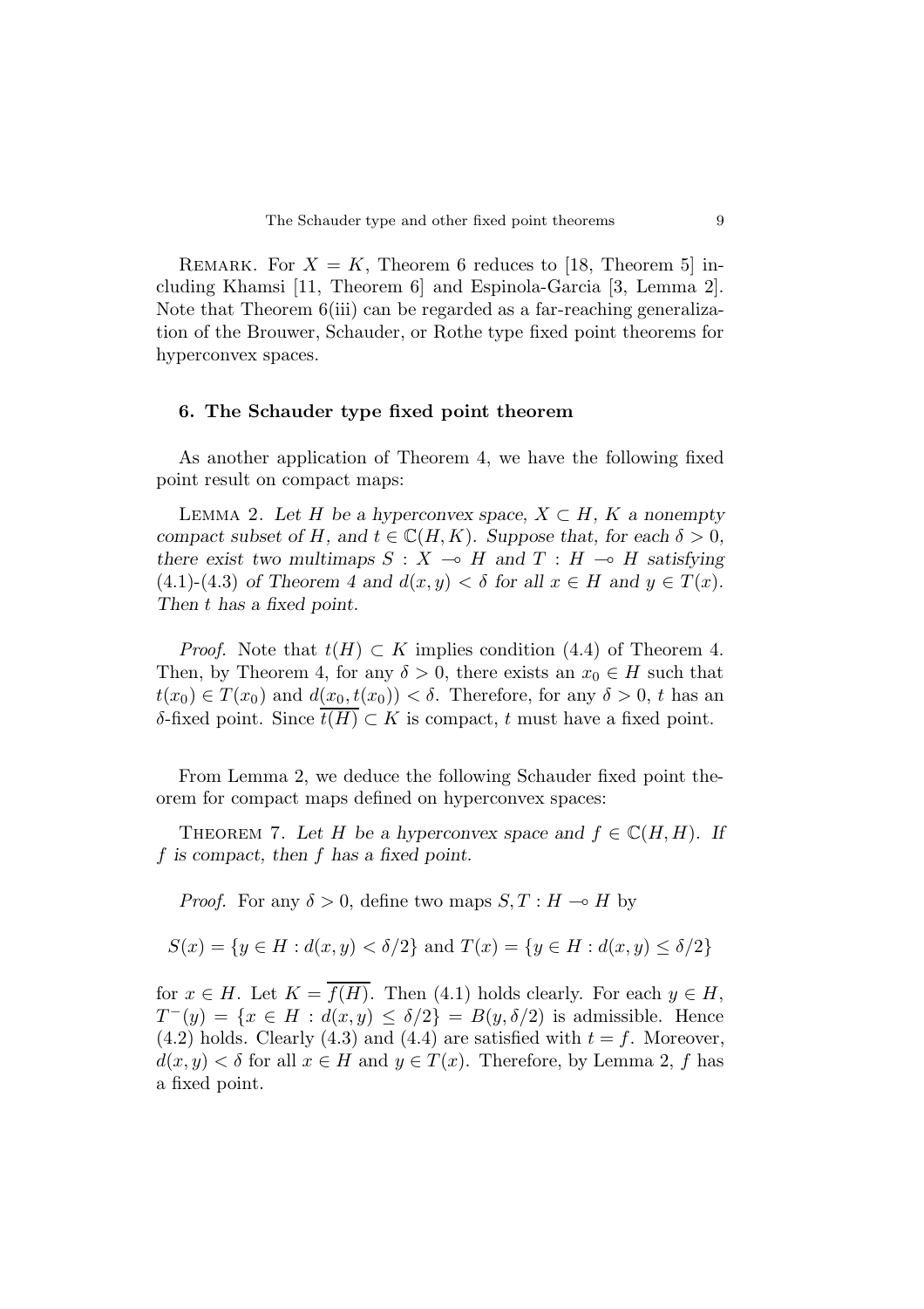Remark. For $X = K$, Theorem 6 reduces to [18, Theorem 5] including Khamsi [11, Theorem 6] and Espinola-Garcia [3, Lemma 2]. Note that Theorem 6(iii) can be regarded as a far-reaching generalization of the Brouwer, Schauder, or Rothe type fixed point theorems for hyperconvex spaces.

## 6. The Schauder type fixed point theorem

As another application of Theorem 4, we have the following fixed point result on compact maps:

Lemma 2. *Let $H$ be a hyperconvex space, $X \subset H$, $K$ a nonempty compact subset of $H$, and $t \in \mathbb{C}(H, K)$. Suppose that, for each $\delta > 0$, there exist two multimaps $S : X \multimap H$ and $T : H \multimap H$ satisfying (4.1)-(4.3) of Theorem 4 and $d(x, y) < \delta$ for all $x \in H$ and $y \in T(x)$. Then $t$ has a fixed point.*

*Proof.* Note that $t(H) \subset K$ implies condition (4.4) of Theorem 4. Then, by Theorem 4, for any $\delta > 0$, there exists an $x_0 \in H$ such that $t(x_0) \in T(x_0)$ and $d(x_0, t(x_0)) < \delta$. Therefore, for any $\delta > 0$, $t$ has an $\delta$-fixed point. Since $\overline{t(H)} \subset K$ is compact, $t$ must have a fixed point.

From Lemma 2, we deduce the following Schauder fixed point theorem for compact maps defined on hyperconvex spaces:

Theorem 7. *Let $H$ be a hyperconvex space and $f \in \mathbb{C}(H, H)$. If $f$ is compact, then $f$ has a fixed point.*

*Proof.* For any $\delta > 0$, define two maps $S, T : H \multimap H$ by

$$S(x) = \{y \in H : d(x, y) < \delta/2\} \text{ and } T(x) = \{y \in H : d(x, y) \leq \delta/2\}$$

for $x \in H$. Let $K = \overline{f(H)}$. Then (4.1) holds clearly. For each $y \in H$, $T^{-}(y) = \{x \in H : d(x, y) \leq \delta/2\} = B(y, \delta/2)$ is admissible. Hence (4.2) holds. Clearly (4.3) and (4.4) are satisfied with $t = f$. Moreover, $d(x, y) < \delta$ for all $x \in H$ and $y \in T(x)$. Therefore, by Lemma 2, $f$ has a fixed point.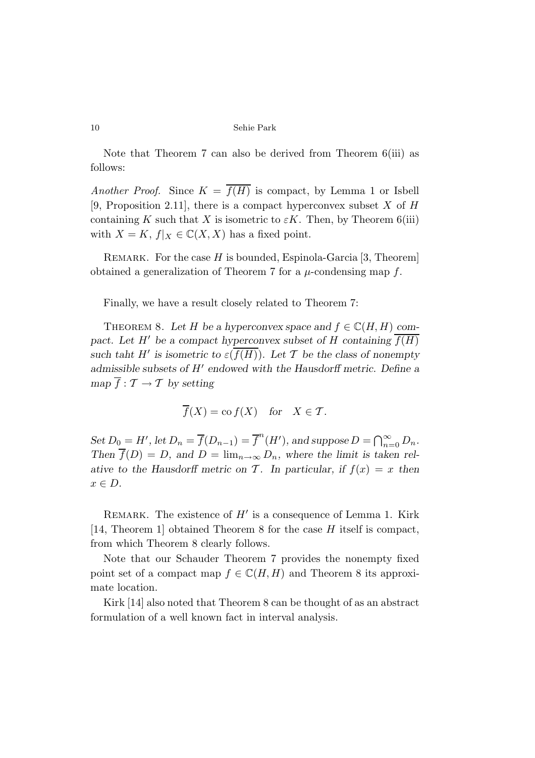Note that Theorem 7 can also be derived from Theorem 6(iii) as follows:

*Another Proof.* Since $K = \overline{f(H)}$ is compact, by Lemma 1 or Isbell [9, Proposition 2.11], there is a compact hyperconvex subset $X$ of $H$ containing $K$ such that $X$ is isometric to $\varepsilon K$. Then, by Theorem 6(iii) with $X = K$, $f|_X \in \mathbb{C}(X, X)$ has a fixed point.

REMARK. For the case $H$ is bounded, Espinola-Garcia [3, Theorem] obtained a generalization of Theorem 7 for a $\mu$-condensing map $f$.

Finally, we have a result closely related to Theorem 7:

THEOREM 8. *Let $H$ be a hyperconvex space and $f \in \mathbb{C}(H, H)$ compact. Let $H'$ be a compact hyperconvex subset of $H$ containing $\overline{f(H)}$ such taht $H'$ is isometric to $\varepsilon(\overline{f(H)})$. Let $\mathcal{T}$ be the class of nonempty admissible subsets of $H'$ endowed with the Hausdorff metric. Define a map $\overline{f} : \mathcal{T} \to \mathcal{T}$ by setting*

$$\overline{f}(X) = \operatorname{co} f(X) \quad \text{for} \quad X \in \mathcal{T}.$$

*Set $D_0 = H'$, let $D_n = \overline{f}(D_{n-1}) = \overline{f}^n(H')$, and suppose $D = \bigcap_{n=0}^{\infty} D_n$. Then $\overline{f}(D) = D$, and $D = \lim_{n\to\infty} D_n$, where the limit is taken relative to the Hausdorff metric on $\mathcal{T}$. In particular, if $f(x) = x$ then $x \in D$.*

REMARK. The existence of $H'$ is a consequence of Lemma 1. Kirk [14, Theorem 1] obtained Theorem 8 for the case $H$ itself is compact, from which Theorem 8 clearly follows.

Note that our Schauder Theorem 7 provides the nonempty fixed point set of a compact map $f \in \mathbb{C}(H, H)$ and Theorem 8 its approximate location.

Kirk [14] also noted that Theorem 8 can be thought of as an abstract formulation of a well known fact in interval analysis.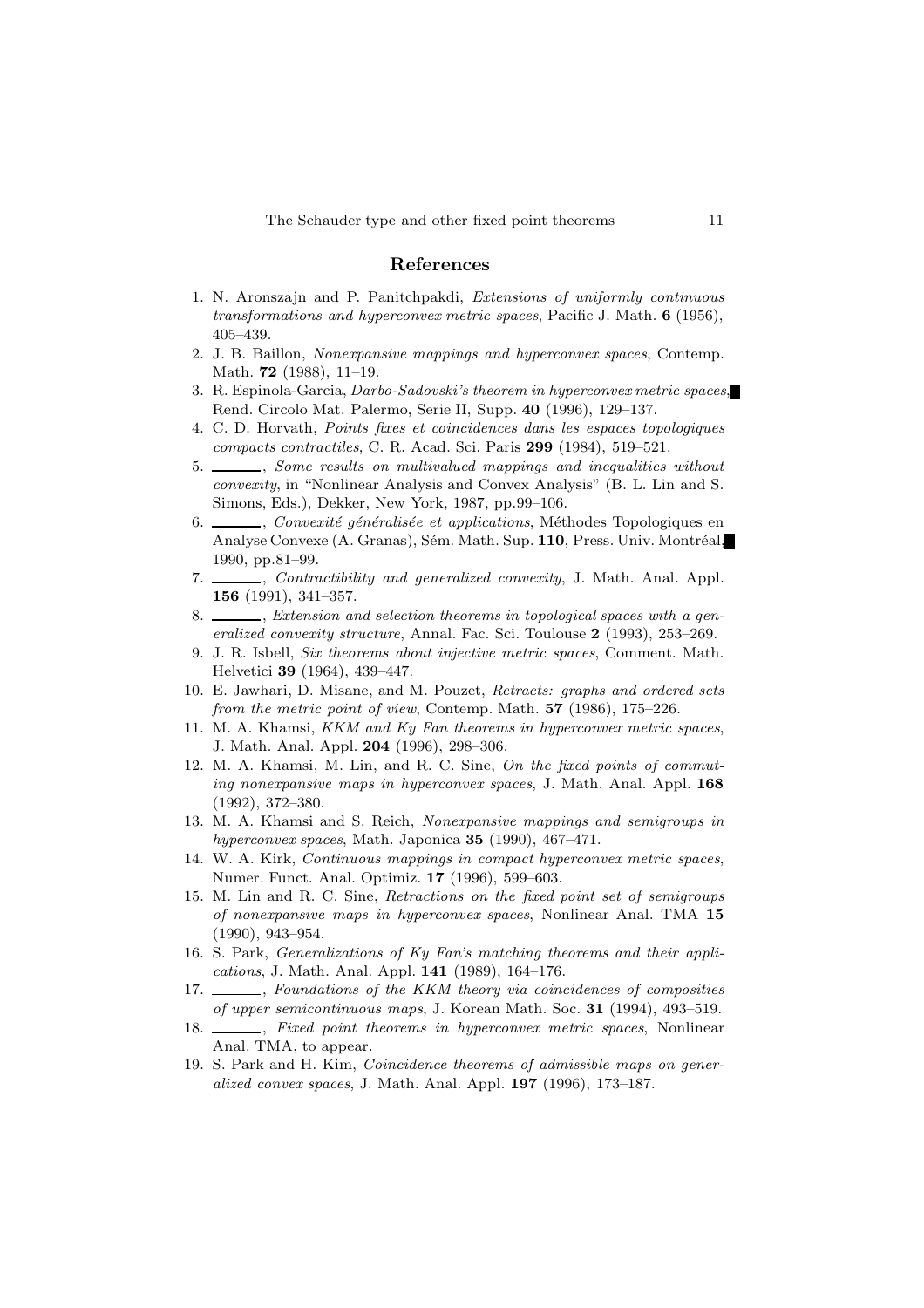## References

1. N. Aronszajn and P. Panitchpakdi, *Extensions of uniformly continuous transformations and hyperconvex metric spaces*, Pacific J. Math. **6** (1956), 405–439.
2. J. B. Baillon, *Nonexpansive mappings and hyperconvex spaces*, Contemp. Math. **72** (1988), 11–19.
3. R. Espinola-Garcia, *Darbo-Sadovski's theorem in hyperconvex metric spaces*, Rend. Circolo Mat. Palermo, Serie II, Supp. **40** (1996), 129–137.
4. C. D. Horvath, *Points fixes et coincidences dans les espaces topologiques compacts contractiles*, C. R. Acad. Sci. Paris **299** (1984), 519–521.
5. ______, *Some results on multivalued mappings and inequalities without convexity*, in "Nonlinear Analysis and Convex Analysis" (B. L. Lin and S. Simons, Eds.), Dekker, New York, 1987, pp.99–106.
6. ______, *Convexité généralisée et applications*, Méthodes Topologiques en Analyse Convexe (A. Granas), Sém. Math. Sup. **110**, Press. Univ. Montréal, 1990, pp.81–99.
7. ______, *Contractibility and generalized convexity*, J. Math. Anal. Appl. **156** (1991), 341–357.
8. ______, *Extension and selection theorems in topological spaces with a generalized convexity structure*, Annal. Fac. Sci. Toulouse **2** (1993), 253–269.
9. J. R. Isbell, *Six theorems about injective metric spaces*, Comment. Math. Helvetici **39** (1964), 439–447.
10. E. Jawhari, D. Misane, and M. Pouzet, *Retracts: graphs and ordered sets from the metric point of view*, Contemp. Math. **57** (1986), 175–226.
11. M. A. Khamsi, *KKM and Ky Fan theorems in hyperconvex metric spaces*, J. Math. Anal. Appl. **204** (1996), 298–306.
12. M. A. Khamsi, M. Lin, and R. C. Sine, *On the fixed points of commuting nonexpansive maps in hyperconvex spaces*, J. Math. Anal. Appl. **168** (1992), 372–380.
13. M. A. Khamsi and S. Reich, *Nonexpansive mappings and semigroups in hyperconvex spaces*, Math. Japonica **35** (1990), 467–471.
14. W. A. Kirk, *Continuous mappings in compact hyperconvex metric spaces*, Numer. Funct. Anal. Optimiz. **17** (1996), 599–603.
15. M. Lin and R. C. Sine, *Retractions on the fixed point set of semigroups of nonexpansive maps in hyperconvex spaces*, Nonlinear Anal. TMA **15** (1990), 943–954.
16. S. Park, *Generalizations of Ky Fan's matching theorems and their applications*, J. Math. Anal. Appl. **141** (1989), 164–176.
17. ______, *Foundations of the KKM theory via coincidences of composities of upper semicontinuous maps*, J. Korean Math. Soc. **31** (1994), 493–519.
18. ______, *Fixed point theorems in hyperconvex metric spaces*, Nonlinear Anal. TMA, to appear.
19. S. Park and H. Kim, *Coincidence theorems of admissible maps on generalized convex spaces*, J. Math. Anal. Appl. **197** (1996), 173–187.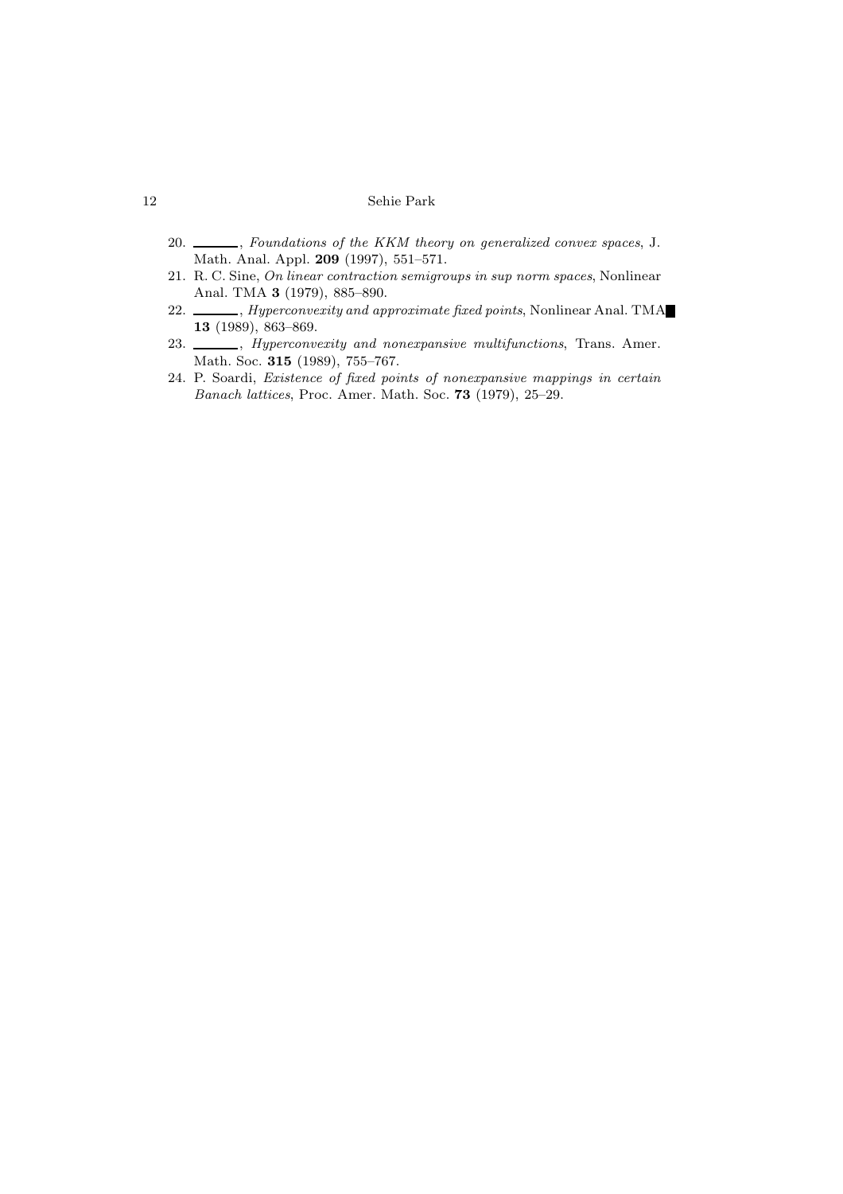20. ———, *Foundations of the KKM theory on generalized convex spaces*, J. Math. Anal. Appl. **209** (1997), 551–571.
21. R. C. Sine, *On linear contraction semigroups in sup norm spaces*, Nonlinear Anal. TMA **3** (1979), 885–890.
22. ———, *Hyperconvexity and approximate fixed points*, Nonlinear Anal. TMA **13** (1989), 863–869.
23. ———, *Hyperconvexity and nonexpansive multifunctions*, Trans. Amer. Math. Soc. **315** (1989), 755–767.
24. P. Soardi, *Existence of fixed points of nonexpansive mappings in certain Banach lattices*, Proc. Amer. Math. Soc. **73** (1979), 25–29.